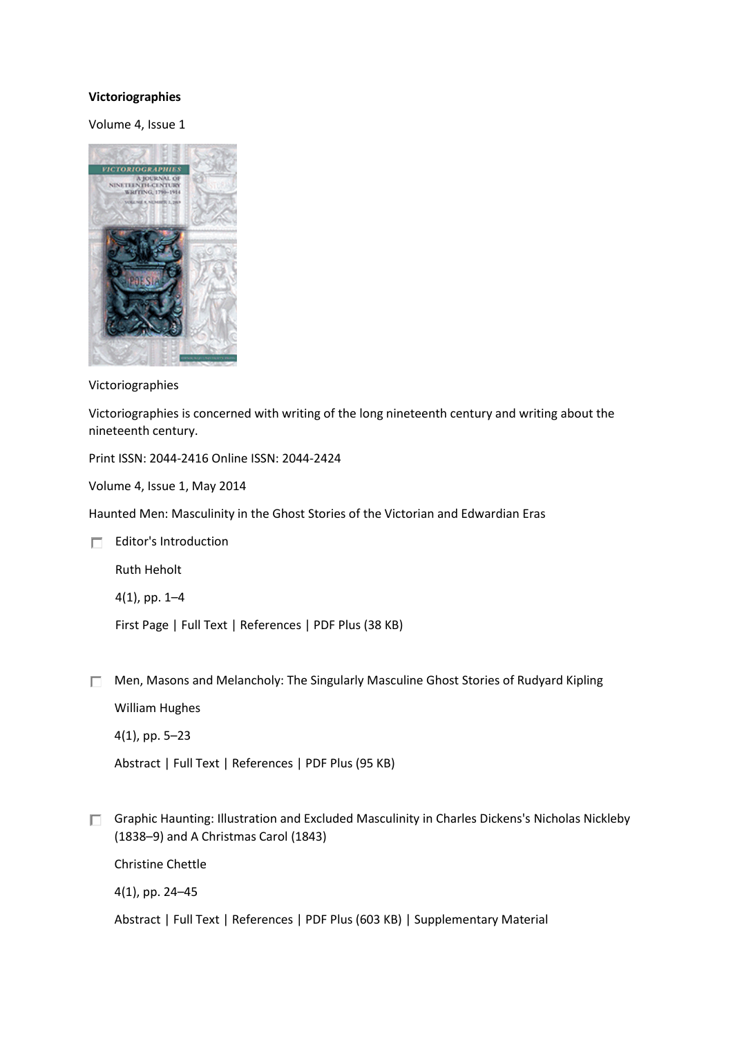**Victoriographies**

Volume 4, Issue 1

Victoriographies

Victoriographies is concerned with writing of the long nineteenth century and writing about the nineteenth century.

Print ISSN: 2044-2416 Online ISSN: 2044-2424

Volume 4, Issue 1, May 2014

Haunted Men: Masculinity in the Ghost Stories of the Victorian and Edwardian Eras

- Editor's Introduction

  Ruth Heholt

  4(1), pp. 1–4

  First Page | Full Text | References | PDF Plus (38 KB)

- Men, Masons and Melancholy: The Singularly Masculine Ghost Stories of Rudyard Kipling

  William Hughes

  4(1), pp. 5–23

  Abstract | Full Text | References | PDF Plus (95 KB)

- Graphic Haunting: Illustration and Excluded Masculinity in Charles Dickens's Nicholas Nickleby (1838–9) and A Christmas Carol (1843)

  Christine Chettle

  4(1), pp. 24–45

  Abstract | Full Text | References | PDF Plus (603 KB) | Supplementary Material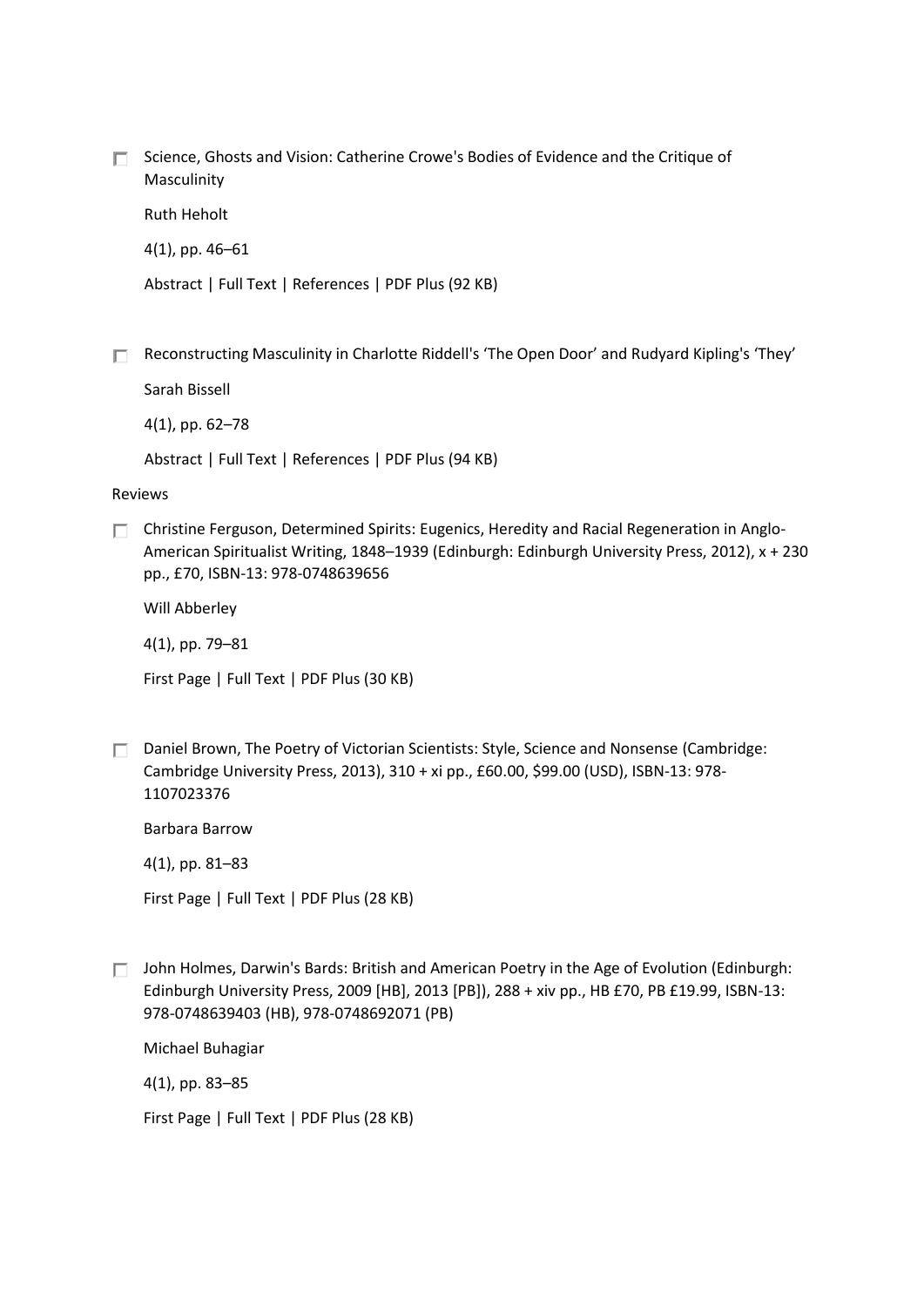- Science, Ghosts and Vision: Catherine Crowe's Bodies of Evidence and the Critique of Masculinity

  Ruth Heholt

  4(1), pp. 46–61

  Abstract | Full Text | References | PDF Plus (92 KB)

- Reconstructing Masculinity in Charlotte Riddell's 'The Open Door' and Rudyard Kipling's 'They'

  Sarah Bissell

  4(1), pp. 62–78

  Abstract | Full Text | References | PDF Plus (94 KB)

Reviews

- Christine Ferguson, Determined Spirits: Eugenics, Heredity and Racial Regeneration in Anglo-American Spiritualist Writing, 1848–1939 (Edinburgh: Edinburgh University Press, 2012), x + 230 pp., £70, ISBN-13: 978-0748639656

  Will Abberley

  4(1), pp. 79–81

  First Page | Full Text | PDF Plus (30 KB)

- Daniel Brown, The Poetry of Victorian Scientists: Style, Science and Nonsense (Cambridge: Cambridge University Press, 2013), 310 + xi pp., £60.00, $99.00 (USD), ISBN-13: 978-1107023376

  Barbara Barrow

  4(1), pp. 81–83

  First Page | Full Text | PDF Plus (28 KB)

- John Holmes, Darwin's Bards: British and American Poetry in the Age of Evolution (Edinburgh: Edinburgh University Press, 2009 [HB], 2013 [PB]), 288 + xiv pp., HB £70, PB £19.99, ISBN-13: 978-0748639403 (HB), 978-0748692071 (PB)

  Michael Buhagiar

  4(1), pp. 83–85

  First Page | Full Text | PDF Plus (28 KB)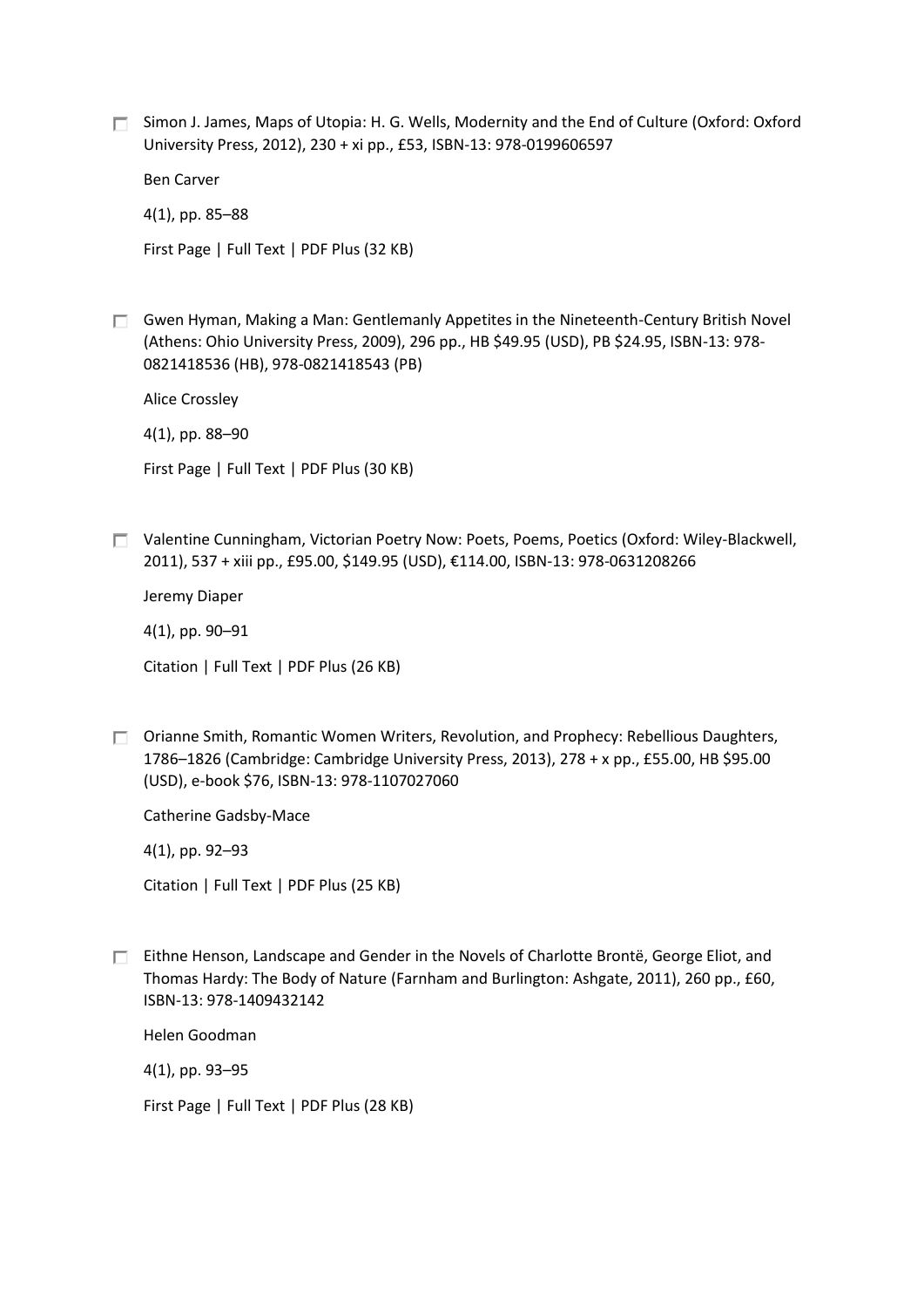- [ ] Simon J. James, Maps of Utopia: H. G. Wells, Modernity and the End of Culture (Oxford: Oxford University Press, 2012), 230 + xi pp., £53, ISBN-13: 978-0199606597

  Ben Carver

  4(1), pp. 85–88

  First Page | Full Text | PDF Plus (32 KB)

- [ ] Gwen Hyman, Making a Man: Gentlemanly Appetites in the Nineteenth-Century British Novel (Athens: Ohio University Press, 2009), 296 pp., HB $49.95 (USD), PB $24.95, ISBN-13: 978-0821418536 (HB), 978-0821418543 (PB)

  Alice Crossley

  4(1), pp. 88–90

  First Page | Full Text | PDF Plus (30 KB)

- [ ] Valentine Cunningham, Victorian Poetry Now: Poets, Poems, Poetics (Oxford: Wiley-Blackwell, 2011), 537 + xiii pp., £95.00, $149.95 (USD), €114.00, ISBN-13: 978-0631208266

  Jeremy Diaper

  4(1), pp. 90–91

  Citation | Full Text | PDF Plus (26 KB)

- [ ] Orianne Smith, Romantic Women Writers, Revolution, and Prophecy: Rebellious Daughters, 1786–1826 (Cambridge: Cambridge University Press, 2013), 278 + x pp., £55.00, HB $95.00 (USD), e-book $76, ISBN-13: 978-1107027060

  Catherine Gadsby-Mace

  4(1), pp. 92–93

  Citation | Full Text | PDF Plus (25 KB)

- [ ] Eithne Henson, Landscape and Gender in the Novels of Charlotte Brontë, George Eliot, and Thomas Hardy: The Body of Nature (Farnham and Burlington: Ashgate, 2011), 260 pp., £60, ISBN-13: 978-1409432142

  Helen Goodman

  4(1), pp. 93–95

  First Page | Full Text | PDF Plus (28 KB)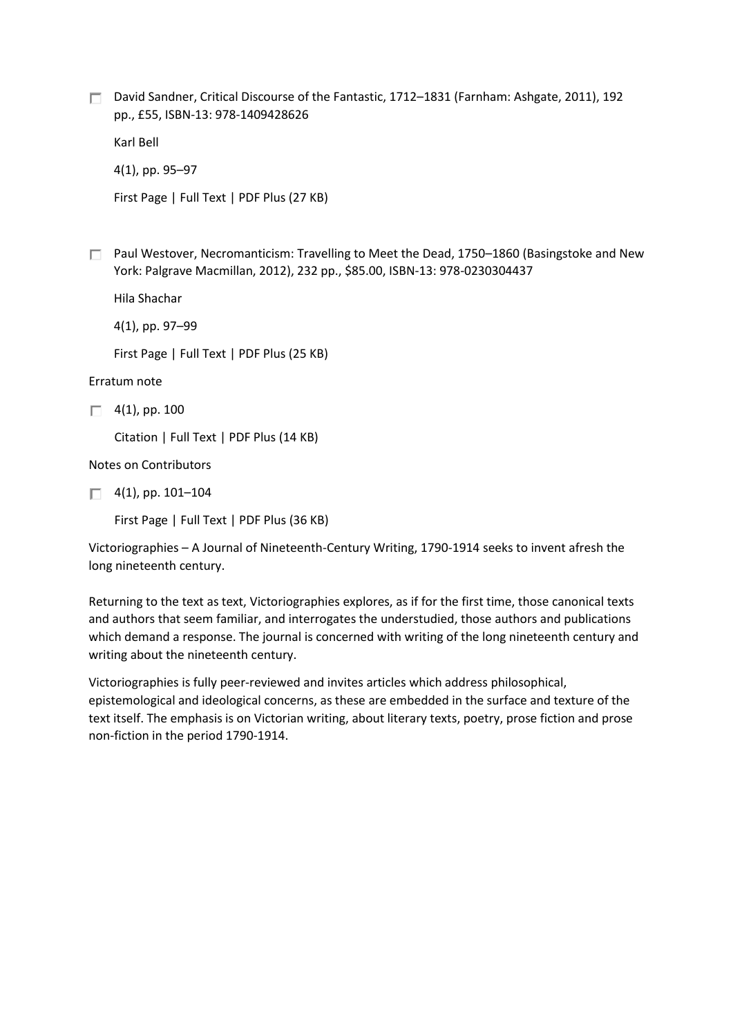- [ ] David Sandner, Critical Discourse of the Fantastic, 1712–1831 (Farnham: Ashgate, 2011), 192 pp., £55, ISBN-13: 978-1409428626

  Karl Bell

  4(1), pp. 95–97

  First Page | Full Text | PDF Plus (27 KB)

- [ ] Paul Westover, Necromanticism: Travelling to Meet the Dead, 1750–1860 (Basingstoke and New York: Palgrave Macmillan, 2012), 232 pp., $85.00, ISBN-13: 978-0230304437

  Hila Shachar

  4(1), pp. 97–99

  First Page | Full Text | PDF Plus (25 KB)

Erratum note

- [ ] 4(1), pp. 100

  Citation | Full Text | PDF Plus (14 KB)

Notes on Contributors

- [ ] 4(1), pp. 101–104

  First Page | Full Text | PDF Plus (36 KB)

Victoriographies – A Journal of Nineteenth-Century Writing, 1790-1914 seeks to invent afresh the long nineteenth century.

Returning to the text as text, Victoriographies explores, as if for the first time, those canonical texts and authors that seem familiar, and interrogates the understudied, those authors and publications which demand a response. The journal is concerned with writing of the long nineteenth century and writing about the nineteenth century.

Victoriographies is fully peer-reviewed and invites articles which address philosophical, epistemological and ideological concerns, as these are embedded in the surface and texture of the text itself. The emphasis is on Victorian writing, about literary texts, poetry, prose fiction and prose non-fiction in the period 1790-1914.